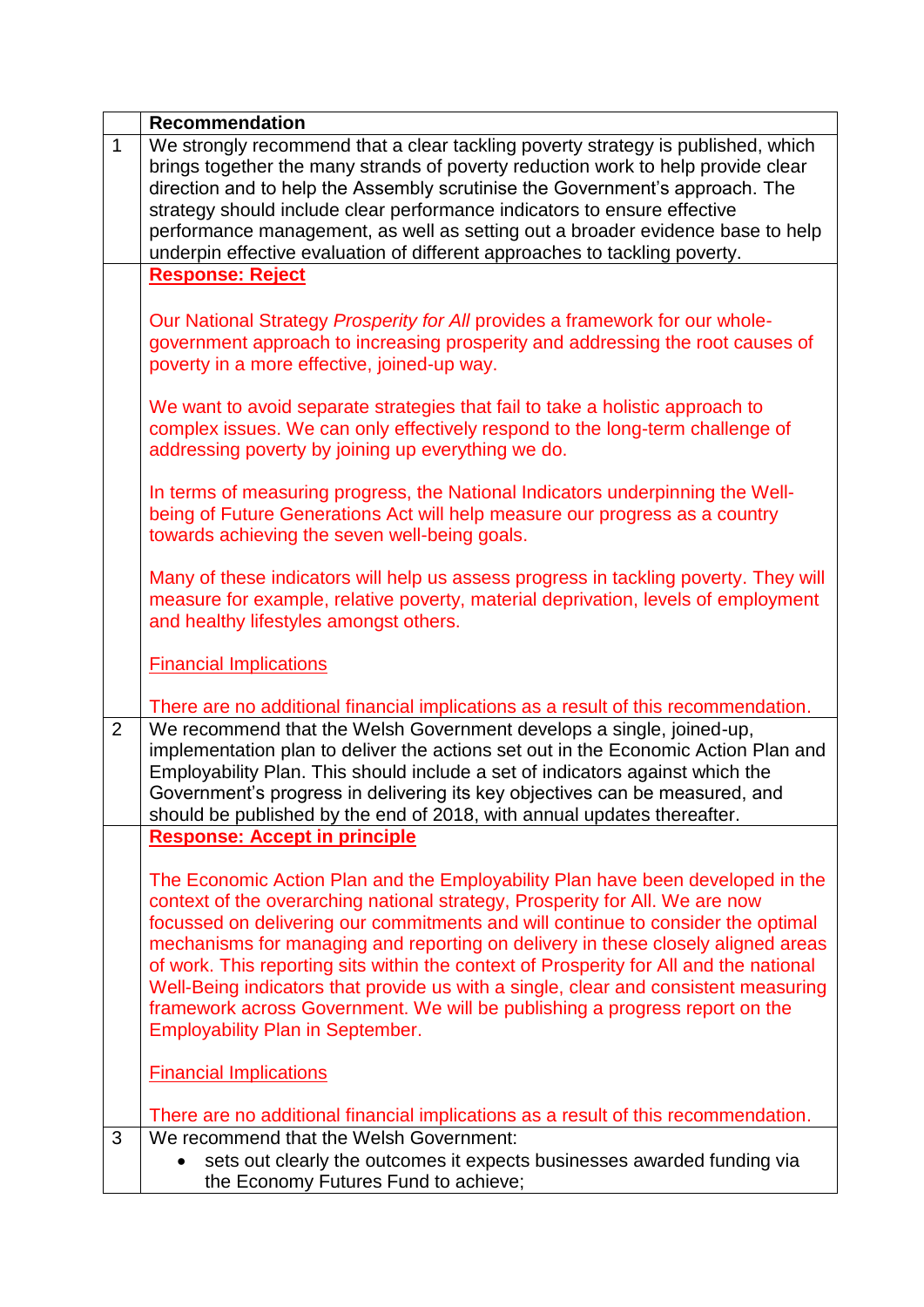| | Recommendation |
|---|---|
| 1 | We strongly recommend that a clear tackling poverty strategy is published, which brings together the many strands of poverty reduction work to help provide clear direction and to help the Assembly scrutinise the Government's approach. The strategy should include clear performance indicators to ensure effective performance management, as well as setting out a broader evidence base to help underpin effective evaluation of different approaches to tackling poverty. |
| | **Response: Reject**<br><br>Our National Strategy *Prosperity for All* provides a framework for our whole-government approach to increasing prosperity and addressing the root causes of poverty in a more effective, joined-up way.<br><br>We want to avoid separate strategies that fail to take a holistic approach to complex issues. We can only effectively respond to the long-term challenge of addressing poverty by joining up everything we do.<br><br>In terms of measuring progress, the National Indicators underpinning the Well-being of Future Generations Act will help measure our progress as a country towards achieving the seven well-being goals.<br><br>Many of these indicators will help us assess progress in tackling poverty. They will measure for example, relative poverty, material deprivation, levels of employment and healthy lifestyles amongst others.<br><br>Financial Implications<br><br>There are no additional financial implications as a result of this recommendation. |
| 2 | We recommend that the Welsh Government develops a single, joined-up, implementation plan to deliver the actions set out in the Economic Action Plan and Employability Plan. This should include a set of indicators against which the Government's progress in delivering its key objectives can be measured, and should be published by the end of 2018, with annual updates thereafter. |
| | **Response: Accept in principle**<br><br>The Economic Action Plan and the Employability Plan have been developed in the context of the overarching national strategy, Prosperity for All. We are now focussed on delivering our commitments and will continue to consider the optimal mechanisms for managing and reporting on delivery in these closely aligned areas of work. This reporting sits within the context of Prosperity for All and the national Well-Being indicators that provide us with a single, clear and consistent measuring framework across Government. We will be publishing a progress report on the Employability Plan in September.<br><br>Financial Implications<br><br>There are no additional financial implications as a result of this recommendation. |
| 3 | We recommend that the Welsh Government:<br>• sets out clearly the outcomes it expects businesses awarded funding via the Economy Futures Fund to achieve; |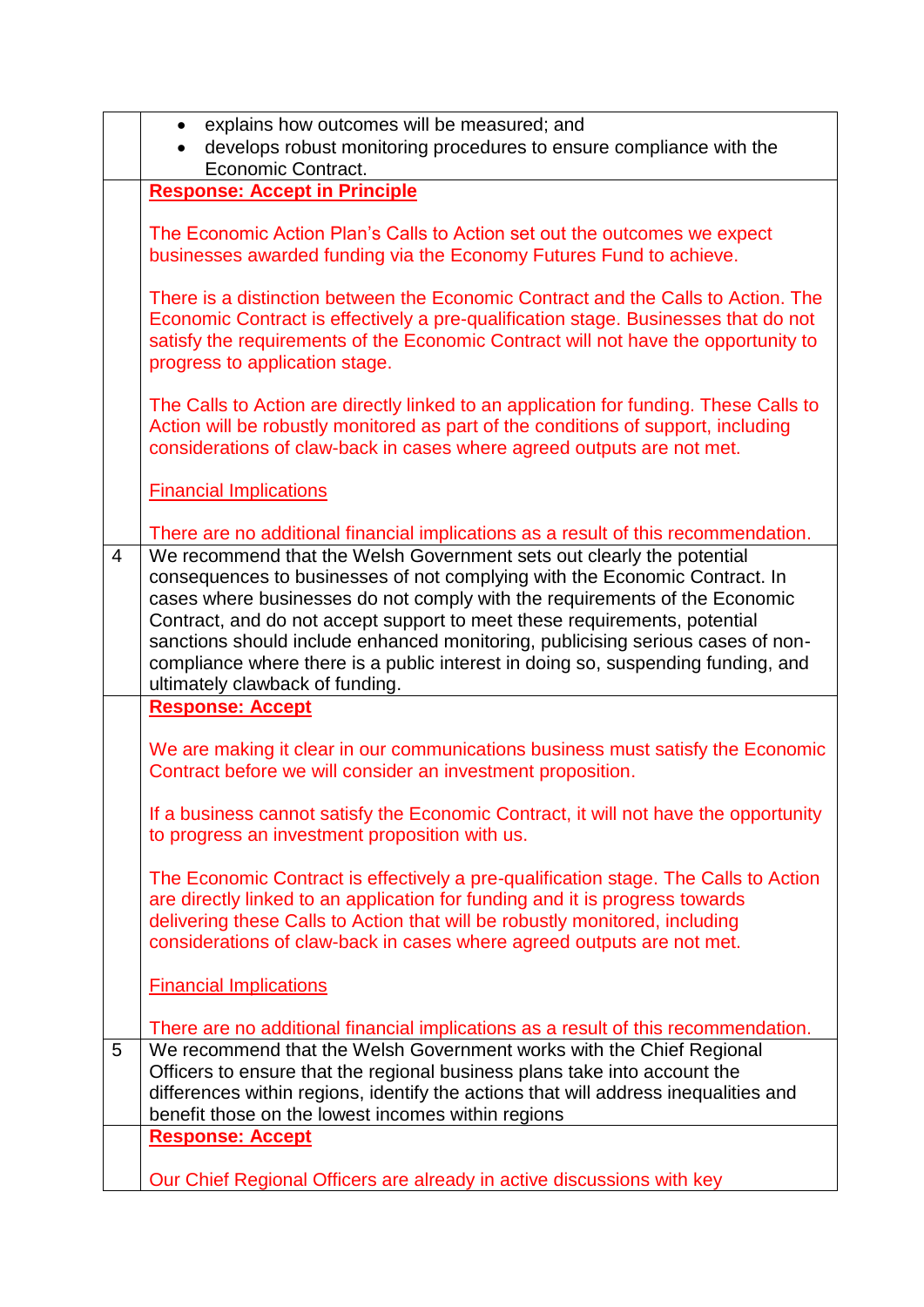| | |
|---|---|
| | • explains how outcomes will be measured; and<br>• develops robust monitoring procedures to ensure compliance with the Economic Contract. |
| | **Response: Accept in Principle**<br><br>The Economic Action Plan's Calls to Action set out the outcomes we expect businesses awarded funding via the Economy Futures Fund to achieve.<br><br>There is a distinction between the Economic Contract and the Calls to Action. The Economic Contract is effectively a pre-qualification stage. Businesses that do not satisfy the requirements of the Economic Contract will not have the opportunity to progress to application stage.<br><br>The Calls to Action are directly linked to an application for funding. These Calls to Action will be robustly monitored as part of the conditions of support, including considerations of claw-back in cases where agreed outputs are not met.<br><br>Financial Implications<br><br>There are no additional financial implications as a result of this recommendation. |
| 4 | We recommend that the Welsh Government sets out clearly the potential consequences to businesses of not complying with the Economic Contract. In cases where businesses do not comply with the requirements of the Economic Contract, and do not accept support to meet these requirements, potential sanctions should include enhanced monitoring, publicising serious cases of non-compliance where there is a public interest in doing so, suspending funding, and ultimately clawback of funding. |
| | **Response: Accept**<br><br>We are making it clear in our communications business must satisfy the Economic Contract before we will consider an investment proposition.<br><br>If a business cannot satisfy the Economic Contract, it will not have the opportunity to progress an investment proposition with us.<br><br>The Economic Contract is effectively a pre-qualification stage. The Calls to Action are directly linked to an application for funding and it is progress towards delivering these Calls to Action that will be robustly monitored, including considerations of claw-back in cases where agreed outputs are not met.<br><br>Financial Implications<br><br>There are no additional financial implications as a result of this recommendation. |
| 5 | We recommend that the Welsh Government works with the Chief Regional Officers to ensure that the regional business plans take into account the differences within regions, identify the actions that will address inequalities and benefit those on the lowest incomes within regions |
| | **Response: Accept**<br><br>Our Chief Regional Officers are already in active discussions with key |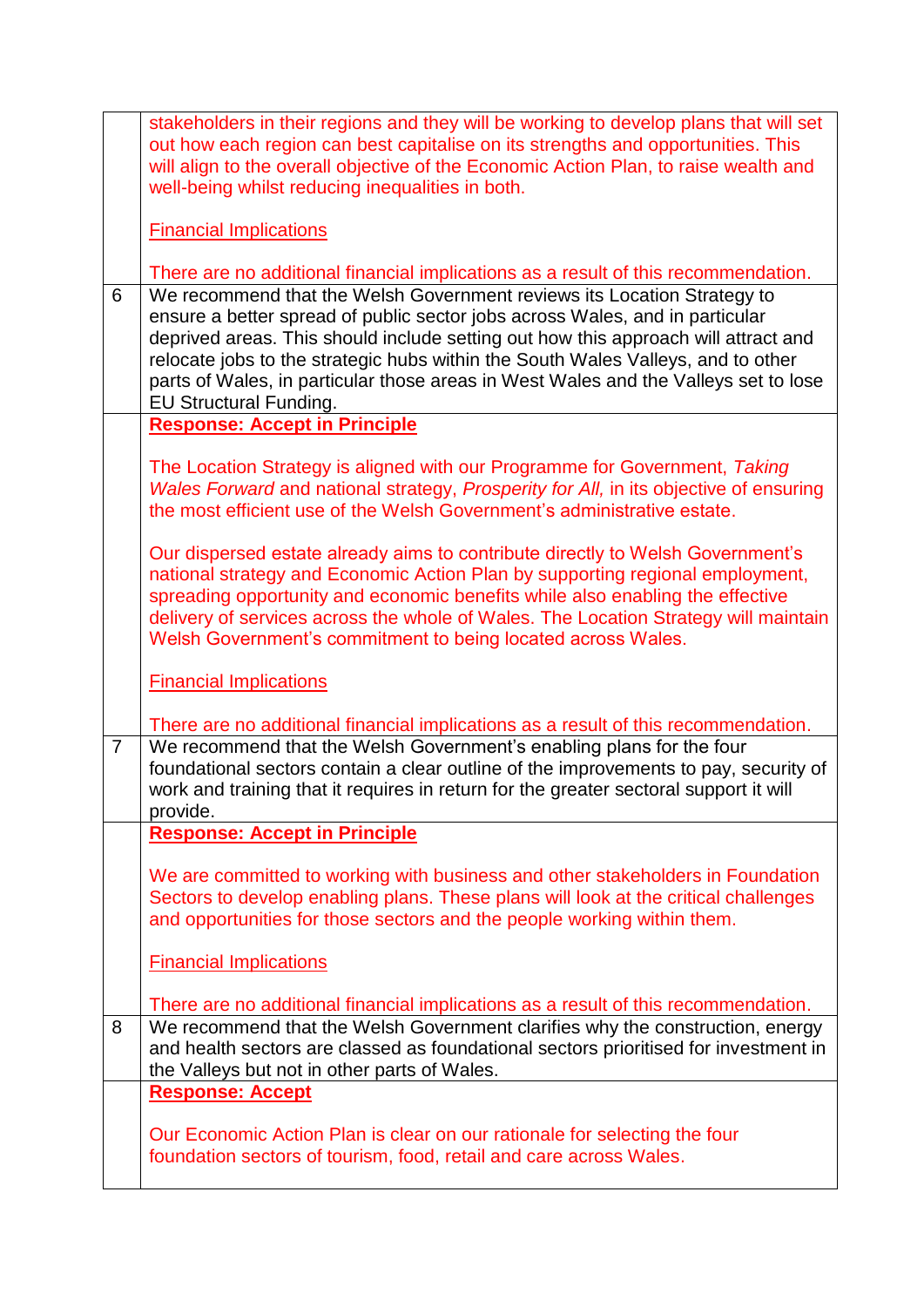| | |
|---|---|
| | stakeholders in their regions and they will be working to develop plans that will set out how each region can best capitalise on its strengths and opportunities. This will align to the overall objective of the Economic Action Plan, to raise wealth and well-being whilst reducing inequalities in both.<br><br>Financial Implications<br><br>There are no additional financial implications as a result of this recommendation. |
| 6 | We recommend that the Welsh Government reviews its Location Strategy to ensure a better spread of public sector jobs across Wales, and in particular deprived areas. This should include setting out how this approach will attract and relocate jobs to the strategic hubs within the South Wales Valleys, and to other parts of Wales, in particular those areas in West Wales and the Valleys set to lose EU Structural Funding. |
| | **Response: Accept in Principle**<br><br>The Location Strategy is aligned with our Programme for Government, *Taking Wales Forward* and national strategy, *Prosperity for All,* in its objective of ensuring the most efficient use of the Welsh Government's administrative estate.<br><br>Our dispersed estate already aims to contribute directly to Welsh Government's national strategy and Economic Action Plan by supporting regional employment, spreading opportunity and economic benefits while also enabling the effective delivery of services across the whole of Wales. The Location Strategy will maintain Welsh Government's commitment to being located across Wales.<br><br>Financial Implications<br><br>There are no additional financial implications as a result of this recommendation. |
| 7 | We recommend that the Welsh Government's enabling plans for the four foundational sectors contain a clear outline of the improvements to pay, security of work and training that it requires in return for the greater sectoral support it will provide. |
| | **Response: Accept in Principle**<br><br>We are committed to working with business and other stakeholders in Foundation Sectors to develop enabling plans. These plans will look at the critical challenges and opportunities for those sectors and the people working within them.<br><br>Financial Implications<br><br>There are no additional financial implications as a result of this recommendation. |
| 8 | We recommend that the Welsh Government clarifies why the construction, energy and health sectors are classed as foundational sectors prioritised for investment in the Valleys but not in other parts of Wales. |
| | **Response: Accept**<br><br>Our Economic Action Plan is clear on our rationale for selecting the four foundation sectors of tourism, food, retail and care across Wales. |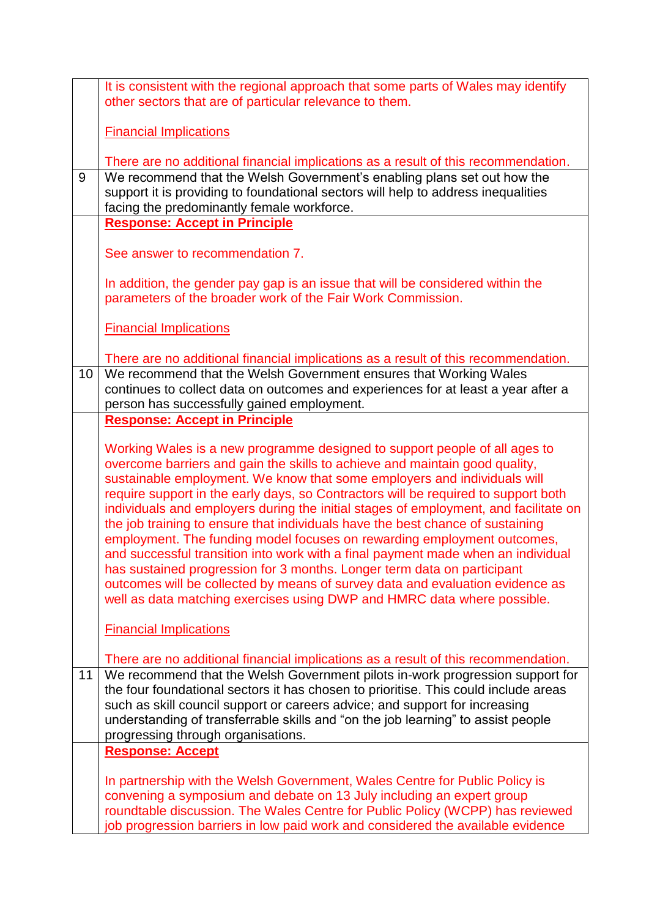| | |
|---|---|
| | It is consistent with the regional approach that some parts of Wales may identify other sectors that are of particular relevance to them.<br><br>Financial Implications<br><br>There are no additional financial implications as a result of this recommendation. |
| 9 | We recommend that the Welsh Government's enabling plans set out how the support it is providing to foundational sectors will help to address inequalities facing the predominantly female workforce. |
| | **Response: Accept in Principle**<br><br>See answer to recommendation 7.<br><br>In addition, the gender pay gap is an issue that will be considered within the parameters of the broader work of the Fair Work Commission.<br><br>Financial Implications<br><br>There are no additional financial implications as a result of this recommendation. |
| 10 | We recommend that the Welsh Government ensures that Working Wales continues to collect data on outcomes and experiences for at least a year after a person has successfully gained employment. |
| | **Response: Accept in Principle**<br><br>Working Wales is a new programme designed to support people of all ages to overcome barriers and gain the skills to achieve and maintain good quality, sustainable employment. We know that some employers and individuals will require support in the early days, so Contractors will be required to support both individuals and employers during the initial stages of employment, and facilitate on the job training to ensure that individuals have the best chance of sustaining employment. The funding model focuses on rewarding employment outcomes, and successful transition into work with a final payment made when an individual has sustained progression for 3 months. Longer term data on participant outcomes will be collected by means of survey data and evaluation evidence as well as data matching exercises using DWP and HMRC data where possible.<br><br>Financial Implications<br><br>There are no additional financial implications as a result of this recommendation. |
| 11 | We recommend that the Welsh Government pilots in-work progression support for the four foundational sectors it has chosen to prioritise. This could include areas such as skill council support or careers advice; and support for increasing understanding of transferrable skills and "on the job learning" to assist people progressing through organisations. |
| | **Response: Accept**<br><br>In partnership with the Welsh Government, Wales Centre for Public Policy is convening a symposium and debate on 13 July including an expert group roundtable discussion. The Wales Centre for Public Policy (WCPP) has reviewed job progression barriers in low paid work and considered the available evidence |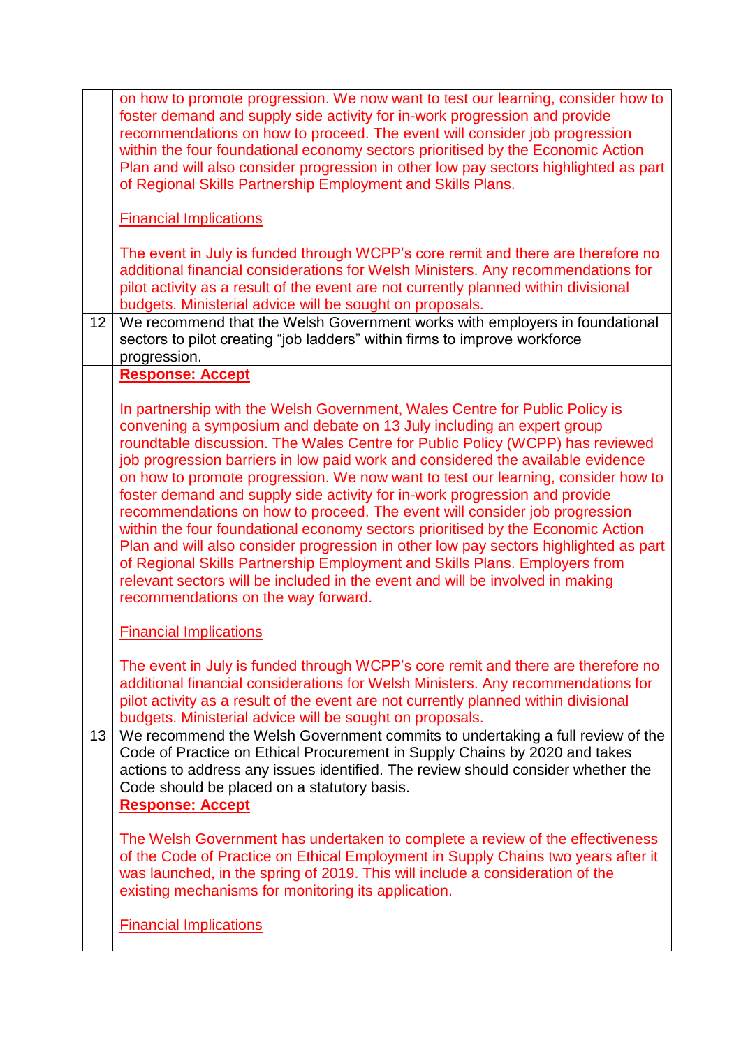| | |
|---|---|
| | on how to promote progression. We now want to test our learning, consider how to foster demand and supply side activity for in-work progression and provide recommendations on how to proceed. The event will consider job progression within the four foundational economy sectors prioritised by the Economic Action Plan and will also consider progression in other low pay sectors highlighted as part of Regional Skills Partnership Employment and Skills Plans.<br><br>Financial Implications<br><br>The event in July is funded through WCPP's core remit and there are therefore no additional financial considerations for Welsh Ministers. Any recommendations for pilot activity as a result of the event are not currently planned within divisional budgets. Ministerial advice will be sought on proposals. |
| 12 | We recommend that the Welsh Government works with employers in foundational sectors to pilot creating "job ladders" within firms to improve workforce progression. |
| | **Response: Accept**<br><br>In partnership with the Welsh Government, Wales Centre for Public Policy is convening a symposium and debate on 13 July including an expert group roundtable discussion. The Wales Centre for Public Policy (WCPP) has reviewed job progression barriers in low paid work and considered the available evidence on how to promote progression. We now want to test our learning, consider how to foster demand and supply side activity for in-work progression and provide recommendations on how to proceed. The event will consider job progression within the four foundational economy sectors prioritised by the Economic Action Plan and will also consider progression in other low pay sectors highlighted as part of Regional Skills Partnership Employment and Skills Plans. Employers from relevant sectors will be included in the event and will be involved in making recommendations on the way forward.<br><br>Financial Implications<br><br>The event in July is funded through WCPP's core remit and there are therefore no additional financial considerations for Welsh Ministers. Any recommendations for pilot activity as a result of the event are not currently planned within divisional budgets. Ministerial advice will be sought on proposals. |
| 13 | We recommend the Welsh Government commits to undertaking a full review of the Code of Practice on Ethical Procurement in Supply Chains by 2020 and takes actions to address any issues identified. The review should consider whether the Code should be placed on a statutory basis. |
| | **Response: Accept**<br><br>The Welsh Government has undertaken to complete a review of the effectiveness of the Code of Practice on Ethical Employment in Supply Chains two years after it was launched, in the spring of 2019. This will include a consideration of the existing mechanisms for monitoring its application.<br><br>Financial Implications |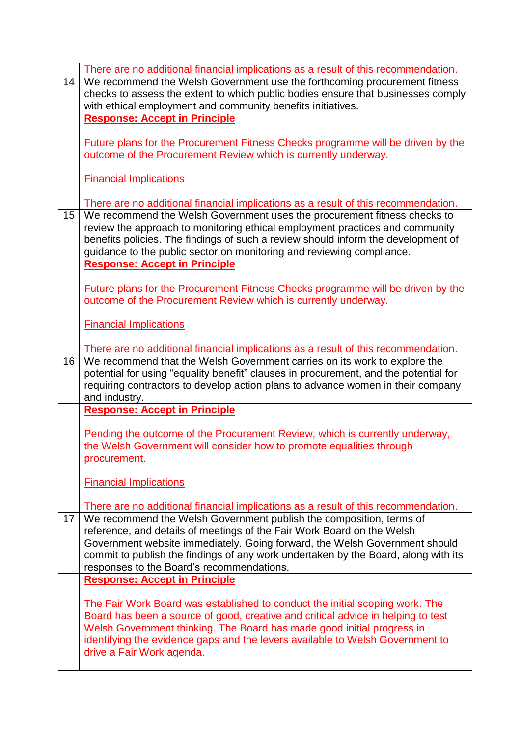| | |
|---|---|
| | There are no additional financial implications as a result of this recommendation. |
| 14 | We recommend the Welsh Government use the forthcoming procurement fitness checks to assess the extent to which public bodies ensure that businesses comply with ethical employment and community benefits initiatives. |
| | **Response: Accept in Principle**<br><br>Future plans for the Procurement Fitness Checks programme will be driven by the outcome of the Procurement Review which is currently underway.<br><br>Financial Implications<br><br>There are no additional financial implications as a result of this recommendation. |
| 15 | We recommend the Welsh Government uses the procurement fitness checks to review the approach to monitoring ethical employment practices and community benefits policies. The findings of such a review should inform the development of guidance to the public sector on monitoring and reviewing compliance. |
| | **Response: Accept in Principle**<br><br>Future plans for the Procurement Fitness Checks programme will be driven by the outcome of the Procurement Review which is currently underway.<br><br>Financial Implications<br><br>There are no additional financial implications as a result of this recommendation. |
| 16 | We recommend that the Welsh Government carries on its work to explore the potential for using "equality benefit" clauses in procurement, and the potential for requiring contractors to develop action plans to advance women in their company and industry. |
| | **Response: Accept in Principle**<br><br>Pending the outcome of the Procurement Review, which is currently underway, the Welsh Government will consider how to promote equalities through procurement.<br><br>Financial Implications<br><br>There are no additional financial implications as a result of this recommendation. |
| 17 | We recommend the Welsh Government publish the composition, terms of reference, and details of meetings of the Fair Work Board on the Welsh Government website immediately. Going forward, the Welsh Government should commit to publish the findings of any work undertaken by the Board, along with its responses to the Board's recommendations. |
| | **Response: Accept in Principle**<br><br>The Fair Work Board was established to conduct the initial scoping work. The Board has been a source of good, creative and critical advice in helping to test Welsh Government thinking. The Board has made good initial progress in identifying the evidence gaps and the levers available to Welsh Government to drive a Fair Work agenda. |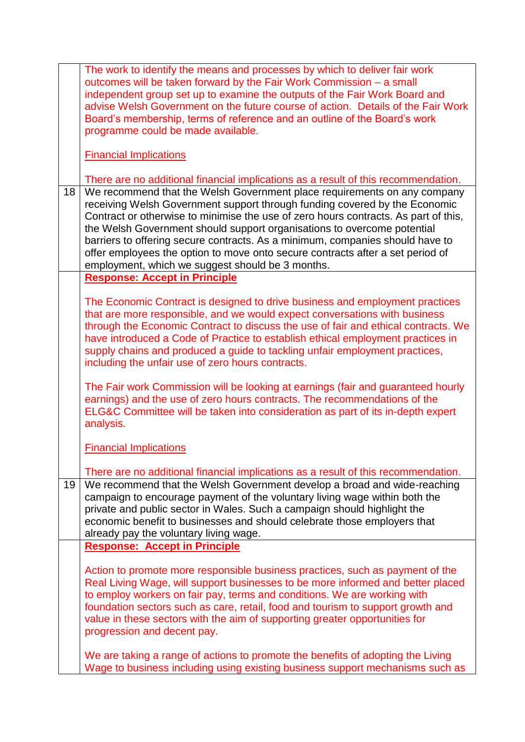| | |
|---|---|
| | The work to identify the means and processes by which to deliver fair work outcomes will be taken forward by the Fair Work Commission – a small independent group set up to examine the outputs of the Fair Work Board and advise Welsh Government on the future course of action. Details of the Fair Work Board's membership, terms of reference and an outline of the Board's work programme could be made available.<br><br>Financial Implications<br><br>There are no additional financial implications as a result of this recommendation. |
| 18 | We recommend that the Welsh Government place requirements on any company receiving Welsh Government support through funding covered by the Economic Contract or otherwise to minimise the use of zero hours contracts. As part of this, the Welsh Government should support organisations to overcome potential barriers to offering secure contracts. As a minimum, companies should have to offer employees the option to move onto secure contracts after a set period of employment, which we suggest should be 3 months. |
| | **Response: Accept in Principle**<br><br>The Economic Contract is designed to drive business and employment practices that are more responsible, and we would expect conversations with business through the Economic Contract to discuss the use of fair and ethical contracts. We have introduced a Code of Practice to establish ethical employment practices in supply chains and produced a guide to tackling unfair employment practices, including the unfair use of zero hours contracts.<br><br>The Fair work Commission will be looking at earnings (fair and guaranteed hourly earnings) and the use of zero hours contracts. The recommendations of the ELG&C Committee will be taken into consideration as part of its in-depth expert analysis.<br><br>Financial Implications<br><br>There are no additional financial implications as a result of this recommendation. |
| 19 | We recommend that the Welsh Government develop a broad and wide-reaching campaign to encourage payment of the voluntary living wage within both the private and public sector in Wales. Such a campaign should highlight the economic benefit to businesses and should celebrate those employers that already pay the voluntary living wage. |
| | **Response: Accept in Principle**<br><br>Action to promote more responsible business practices, such as payment of the Real Living Wage, will support businesses to be more informed and better placed to employ workers on fair pay, terms and conditions. We are working with foundation sectors such as care, retail, food and tourism to support growth and value in these sectors with the aim of supporting greater opportunities for progression and decent pay.<br><br>We are taking a range of actions to promote the benefits of adopting the Living Wage to business including using existing business support mechanisms such as |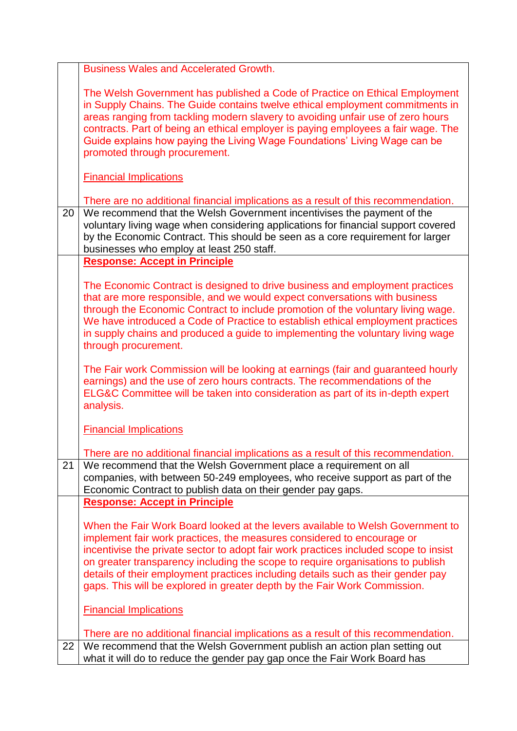| | |
|---|---|
| | Business Wales and Accelerated Growth.<br><br>The Welsh Government has published a Code of Practice on Ethical Employment in Supply Chains. The Guide contains twelve ethical employment commitments in areas ranging from tackling modern slavery to avoiding unfair use of zero hours contracts. Part of being an ethical employer is paying employees a fair wage. The Guide explains how paying the Living Wage Foundations' Living Wage can be promoted through procurement.<br><br>Financial Implications<br><br>There are no additional financial implications as a result of this recommendation. |
| 20 | We recommend that the Welsh Government incentivises the payment of the voluntary living wage when considering applications for financial support covered by the Economic Contract. This should be seen as a core requirement for larger businesses who employ at least 250 staff. |
| | **Response: Accept in Principle**<br><br>The Economic Contract is designed to drive business and employment practices that are more responsible, and we would expect conversations with business through the Economic Contract to include promotion of the voluntary living wage. We have introduced a Code of Practice to establish ethical employment practices in supply chains and produced a guide to implementing the voluntary living wage through procurement.<br><br>The Fair work Commission will be looking at earnings (fair and guaranteed hourly earnings) and the use of zero hours contracts. The recommendations of the ELG&C Committee will be taken into consideration as part of its in-depth expert analysis.<br><br>Financial Implications<br><br>There are no additional financial implications as a result of this recommendation. |
| 21 | We recommend that the Welsh Government place a requirement on all companies, with between 50-249 employees, who receive support as part of the Economic Contract to publish data on their gender pay gaps. |
| | **Response: Accept in Principle**<br><br>When the Fair Work Board looked at the levers available to Welsh Government to implement fair work practices, the measures considered to encourage or incentivise the private sector to adopt fair work practices included scope to insist on greater transparency including the scope to require organisations to publish details of their employment practices including details such as their gender pay gaps. This will be explored in greater depth by the Fair Work Commission.<br><br>Financial Implications<br><br>There are no additional financial implications as a result of this recommendation. |
| 22 | We recommend that the Welsh Government publish an action plan setting out what it will do to reduce the gender pay gap once the Fair Work Board has |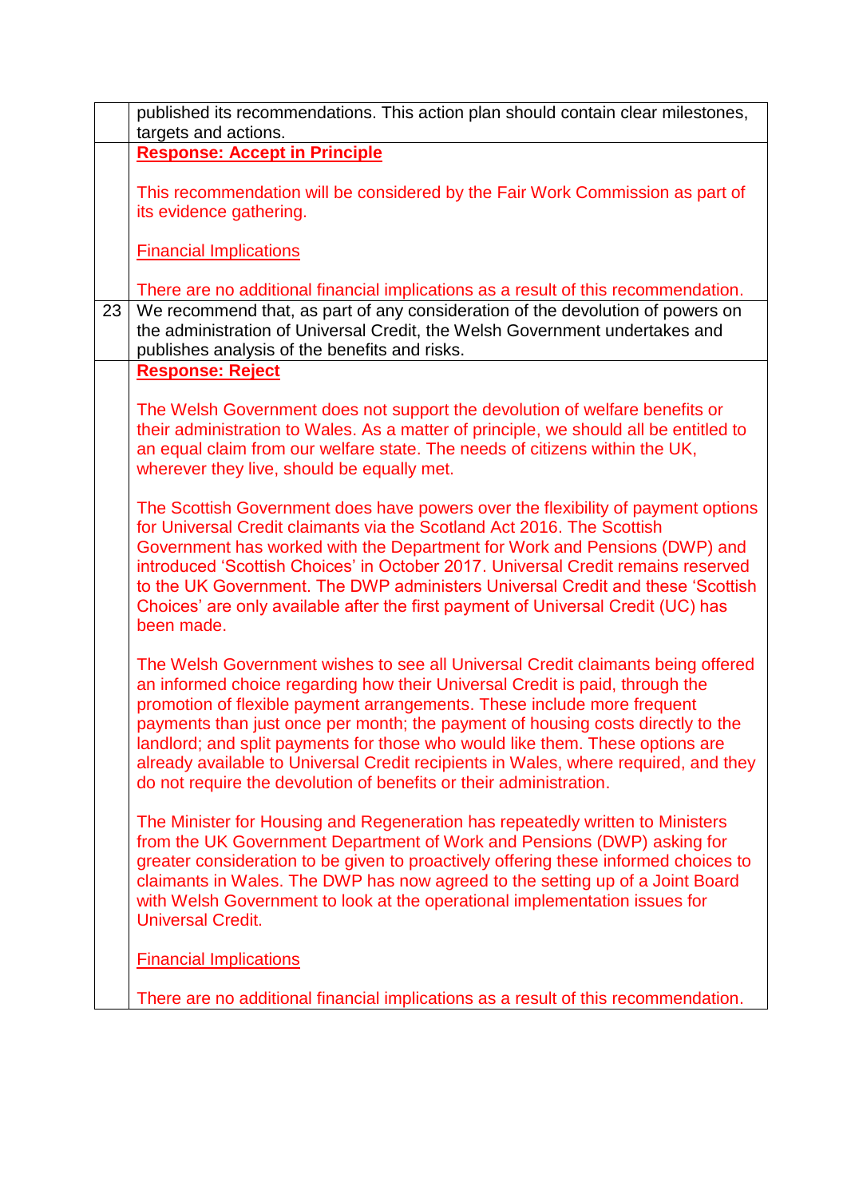| | |
|---|---|
| | published its recommendations. This action plan should contain clear milestones, targets and actions. |
| | **Response: Accept in Principle**<br><br>This recommendation will be considered by the Fair Work Commission as part of its evidence gathering.<br><br>Financial Implications<br><br>There are no additional financial implications as a result of this recommendation. |
| 23 | We recommend that, as part of any consideration of the devolution of powers on the administration of Universal Credit, the Welsh Government undertakes and publishes analysis of the benefits and risks. |
| | **Response: Reject**<br><br>The Welsh Government does not support the devolution of welfare benefits or their administration to Wales. As a matter of principle, we should all be entitled to an equal claim from our welfare state. The needs of citizens within the UK, wherever they live, should be equally met.<br><br>The Scottish Government does have powers over the flexibility of payment options for Universal Credit claimants via the Scotland Act 2016. The Scottish Government has worked with the Department for Work and Pensions (DWP) and introduced 'Scottish Choices' in October 2017. Universal Credit remains reserved to the UK Government. The DWP administers Universal Credit and these 'Scottish Choices' are only available after the first payment of Universal Credit (UC) has been made.<br><br>The Welsh Government wishes to see all Universal Credit claimants being offered an informed choice regarding how their Universal Credit is paid, through the promotion of flexible payment arrangements. These include more frequent payments than just once per month; the payment of housing costs directly to the landlord; and split payments for those who would like them. These options are already available to Universal Credit recipients in Wales, where required, and they do not require the devolution of benefits or their administration.<br><br>The Minister for Housing and Regeneration has repeatedly written to Ministers from the UK Government Department of Work and Pensions (DWP) asking for greater consideration to be given to proactively offering these informed choices to claimants in Wales. The DWP has now agreed to the setting up of a Joint Board with Welsh Government to look at the operational implementation issues for Universal Credit.<br><br>Financial Implications<br><br>There are no additional financial implications as a result of this recommendation. |